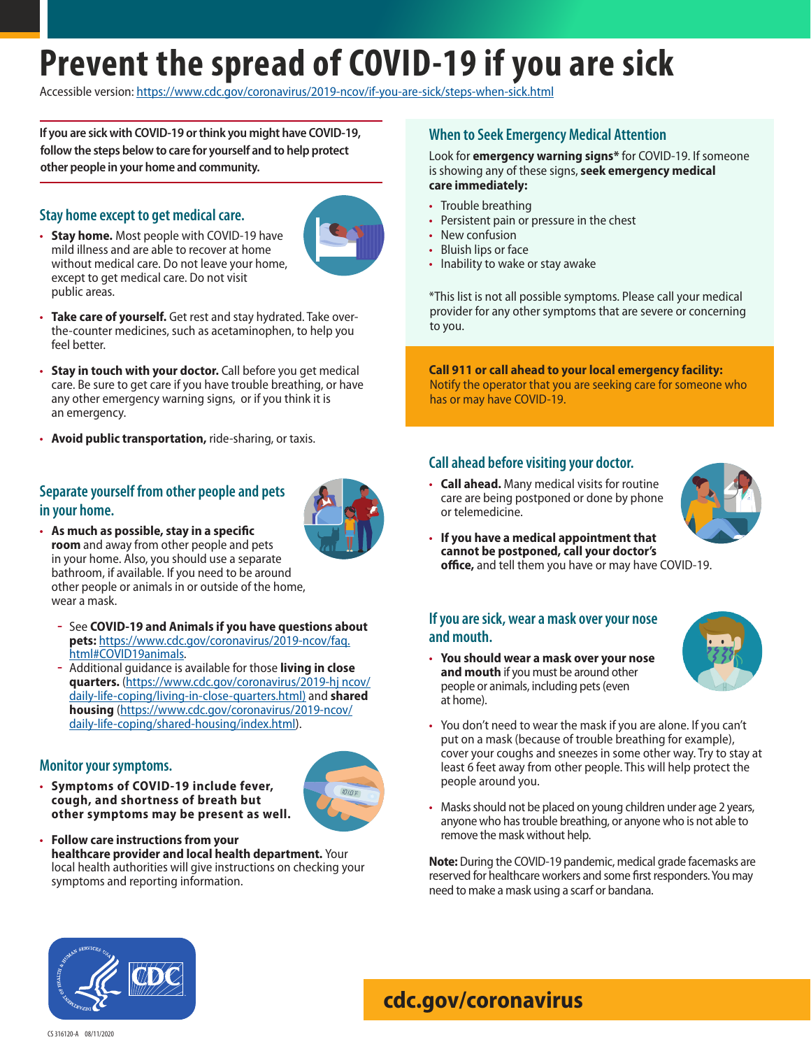# Prevent the spread of COVID-19 if you are sick

Accessible version: https://www.cdc.gov/coronavirus/2019-ncov/if-you-are-sick/steps-when-sick.html

**If you are sick with COVID-19 or think you might have COVID-19, follow the steps below to care for yourself and to help protect other people in your home and community.**

## Stay home except to get medical care.

- **Stay home.** Most people with COVID-19 have mild illness and are able to recover at home without medical care. Do not leave your home, except to get medical care. Do not visit public areas.
- **Take care of yourself.** Get rest and stay hydrated. Take over-the-counter medicines, such as acetaminophen, to help you feel better.
- **Stay in touch with your doctor.** Call before you get medical care. Be sure to get care if you have trouble breathing, or have any other emergency warning signs, or if you think it is an emergency.
- **Avoid public transportation,** ride-sharing, or taxis.

## Separate yourself from other people and pets in your home.

- **As much as possible, stay in a specific room** and away from other people and pets in your home. Also, you should use a separate bathroom, if available. If you need to be around other people or animals in or outside of the home, wear a mask.
  - See **COVID-19 and Animals if you have questions about pets:** https://www.cdc.gov/coronavirus/2019-ncov/faq.html#COVID19animals.
  - Additional guidance is available for those **living in close quarters.** (https://www.cdc.gov/coronavirus/2019-hj ncov/daily-life-coping/living-in-close-quarters.html) and **shared housing** (https://www.cdc.gov/coronavirus/2019-ncov/daily-life-coping/shared-housing/index.html).

## Monitor your symptoms.

- **Symptoms of COVID-19 include fever, cough, and shortness of breath but other symptoms may be present as well.**
- **Follow care instructions from your healthcare provider and local health department.** Your local health authorities will give instructions on checking your symptoms and reporting information.

## When to Seek Emergency Medical Attention

Look for **emergency warning signs*** for COVID-19. If someone is showing any of these signs, **seek emergency medical care immediately:**

- Trouble breathing
- Persistent pain or pressure in the chest
- New confusion
- Bluish lips or face
- Inability to wake or stay awake

*This list is not all possible symptoms. Please call your medical provider for any other symptoms that are severe or concerning to you.

**Call 911 or call ahead to your local emergency facility:** Notify the operator that you are seeking care for someone who has or may have COVID-19.

## Call ahead before visiting your doctor.

- **Call ahead.** Many medical visits for routine care are being postponed or done by phone or telemedicine.
- **If you have a medical appointment that cannot be postponed, call your doctor's office,** and tell them you have or may have COVID-19.

## If you are sick, wear a mask over your nose and mouth.

- **You should wear a mask over your nose and mouth** if you must be around other people or animals, including pets (even at home).
- You don't need to wear the mask if you are alone. If you can't put on a mask (because of trouble breathing for example), cover your coughs and sneezes in some other way. Try to stay at least 6 feet away from other people. This will help protect the people around you.
- Masks should not be placed on young children under age 2 years, anyone who has trouble breathing, or anyone who is not able to remove the mask without help.

**Note:** During the COVID-19 pandemic, medical grade facemasks are reserved for healthcare workers and some first responders. You may need to make a mask using a scarf or bandana.

cdc.gov/coronavirus

CS 316120-A 08/11/2020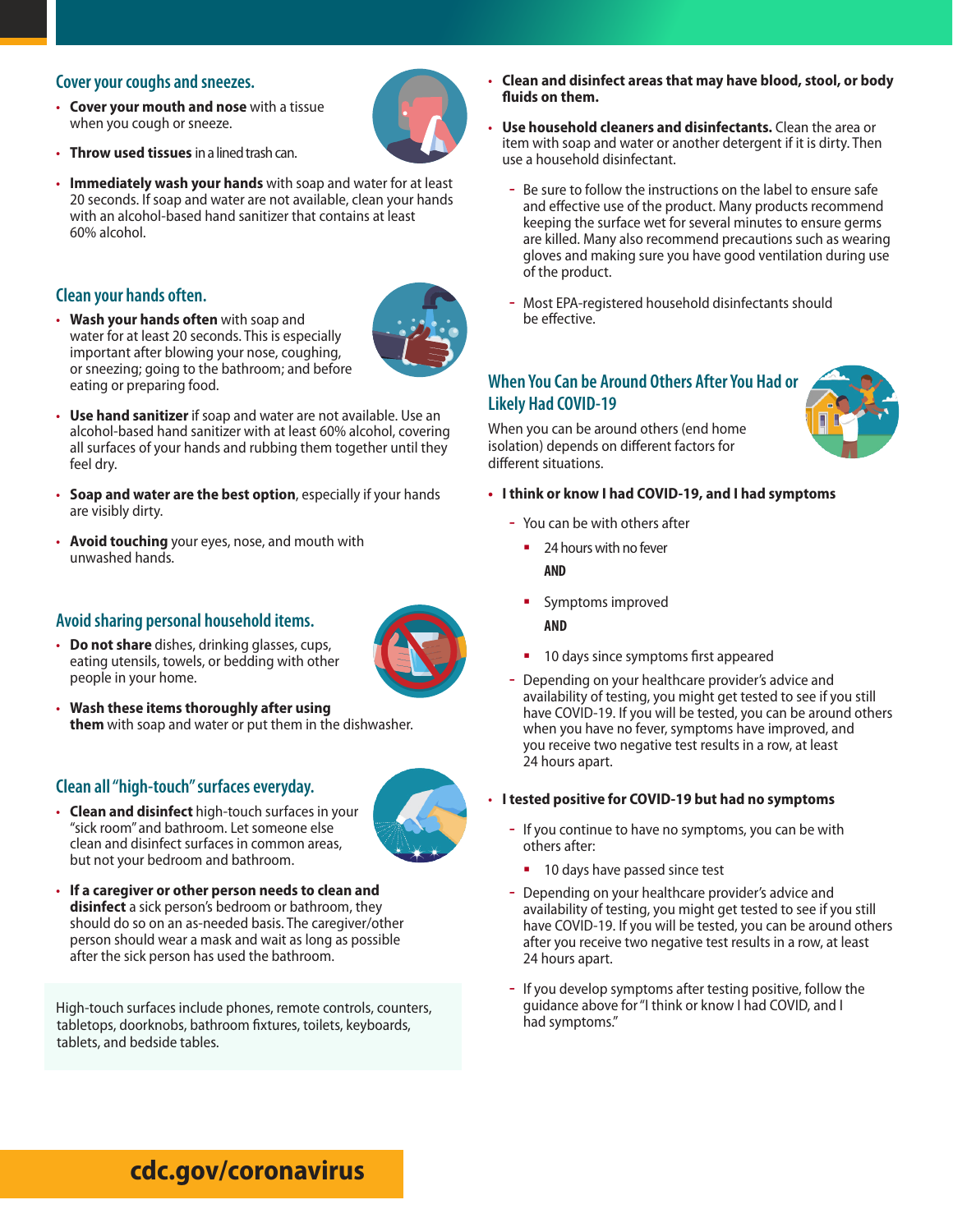## Cover your coughs and sneezes.

- **Cover your mouth and nose** with a tissue when you cough or sneeze.
- **Throw used tissues** in a lined trash can.
- **Immediately wash your hands** with soap and water for at least 20 seconds. If soap and water are not available, clean your hands with an alcohol-based hand sanitizer that contains at least 60% alcohol.

## Clean your hands often.

- **Wash your hands often** with soap and water for at least 20 seconds. This is especially important after blowing your nose, coughing, or sneezing; going to the bathroom; and before eating or preparing food.
- **Use hand sanitizer** if soap and water are not available. Use an alcohol-based hand sanitizer with at least 60% alcohol, covering all surfaces of your hands and rubbing them together until they feel dry.
- **Soap and water are the best option**, especially if your hands are visibly dirty.
- **Avoid touching** your eyes, nose, and mouth with unwashed hands.

## Avoid sharing personal household items.

- **Do not share** dishes, drinking glasses, cups, eating utensils, towels, or bedding with other people in your home.
- **Wash these items thoroughly after using them** with soap and water or put them in the dishwasher.

## Clean all "high-touch" surfaces everyday.

- **Clean and disinfect** high-touch surfaces in your "sick room" and bathroom. Let someone else clean and disinfect surfaces in common areas, but not your bedroom and bathroom.
- **If a caregiver or other person needs to clean and disinfect** a sick person's bedroom or bathroom, they should do so on an as-needed basis. The caregiver/other person should wear a mask and wait as long as possible after the sick person has used the bathroom.

High-touch surfaces include phones, remote controls, counters, tabletops, doorknobs, bathroom fixtures, toilets, keyboards, tablets, and bedside tables.

- **Clean and disinfect areas that may have blood, stool, or body fluids on them.**
- **Use household cleaners and disinfectants.** Clean the area or item with soap and water or another detergent if it is dirty. Then use a household disinfectant.
  - Be sure to follow the instructions on the label to ensure safe and effective use of the product. Many products recommend keeping the surface wet for several minutes to ensure germs are killed. Many also recommend precautions such as wearing gloves and making sure you have good ventilation during use of the product.
  - Most EPA-registered household disinfectants should be effective.

## When You Can be Around Others After You Had or Likely Had COVID-19

When you can be around others (end home isolation) depends on different factors for different situations.

- **I think or know I had COVID-19, and I had symptoms**
  - You can be with others after
    - 24 hours with no fever

      **AND**
    - Symptoms improved

      **AND**
    - 10 days since symptoms first appeared
  - Depending on your healthcare provider's advice and availability of testing, you might get tested to see if you still have COVID-19. If you will be tested, you can be around others when you have no fever, symptoms have improved, and you receive two negative test results in a row, at least 24 hours apart.
- **I tested positive for COVID-19 but had no symptoms**
  - If you continue to have no symptoms, you can be with others after:
    - 10 days have passed since test
  - Depending on your healthcare provider's advice and availability of testing, you might get tested to see if you still have COVID-19. If you will be tested, you can be around others after you receive two negative test results in a row, at least 24 hours apart.
  - If you develop symptoms after testing positive, follow the guidance above for "I think or know I had COVID, and I had symptoms."

**cdc.gov/coronavirus**